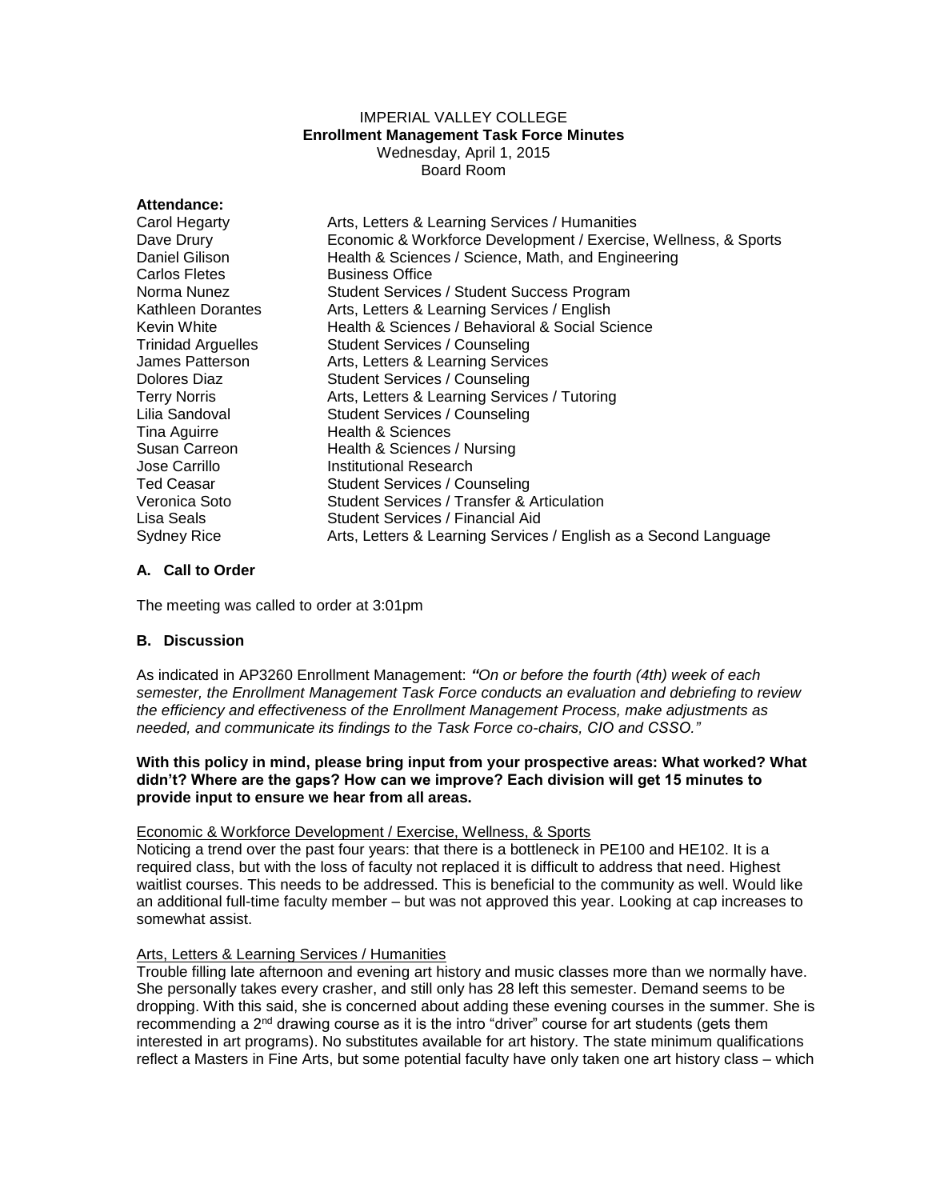IMPERIAL VALLEY COLLEGE
**Enrollment Management Task Force Minutes**
Wednesday, April 1, 2015
Board Room

**Attendance:**

| | |
|---|---|
| Carol Hegarty | Arts, Letters & Learning Services / Humanities |
| Dave Drury | Economic & Workforce Development / Exercise, Wellness, & Sports |
| Daniel Gilison | Health & Sciences / Science, Math, and Engineering |
| Carlos Fletes | Business Office |
| Norma Nunez | Student Services / Student Success Program |
| Kathleen Dorantes | Arts, Letters & Learning Services / English |
| Kevin White | Health & Sciences / Behavioral & Social Science |
| Trinidad Arguelles | Student Services / Counseling |
| James Patterson | Arts, Letters & Learning Services |
| Dolores Diaz | Student Services / Counseling |
| Terry Norris | Arts, Letters & Learning Services / Tutoring |
| Lilia Sandoval | Student Services / Counseling |
| Tina Aguirre | Health & Sciences |
| Susan Carreon | Health & Sciences / Nursing |
| Jose Carrillo | Institutional Research |
| Ted Ceasar | Student Services / Counseling |
| Veronica Soto | Student Services / Transfer & Articulation |
| Lisa Seals | Student Services / Financial Aid |
| Sydney Rice | Arts, Letters & Learning Services / English as a Second Language |

### A. Call to Order

The meeting was called to order at 3:01pm

### B. Discussion

As indicated in AP3260 Enrollment Management: ***"****On or before the fourth (4th) week of each semester, the Enrollment Management Task Force conducts an evaluation and debriefing to review the efficiency and effectiveness of the Enrollment Management Process, make adjustments as needed, and communicate its findings to the Task Force co-chairs, CIO and CSSO."*

**With this policy in mind, please bring input from your prospective areas: What worked? What didn't? Where are the gaps? How can we improve? Each division will get 15 minutes to provide input to ensure we hear from all areas.**

<u>Economic & Workforce Development / Exercise, Wellness, & Sports</u>

Noticing a trend over the past four years: that there is a bottleneck in PE100 and HE102. It is a required class, but with the loss of faculty not replaced it is difficult to address that need. Highest waitlist courses. This needs to be addressed. This is beneficial to the community as well. Would like an additional full-time faculty member – but was not approved this year. Looking at cap increases to somewhat assist.

<u>Arts, Letters & Learning Services / Humanities</u>

Trouble filling late afternoon and evening art history and music classes more than we normally have. She personally takes every crasher, and still only has 28 left this semester. Demand seems to be dropping. With this said, she is concerned about adding these evening courses in the summer. She is recommending a 2nd drawing course as it is the intro "driver" course for art students (gets them interested in art programs). No substitutes available for art history. The state minimum qualifications reflect a Masters in Fine Arts, but some potential faculty have only taken one art history class – which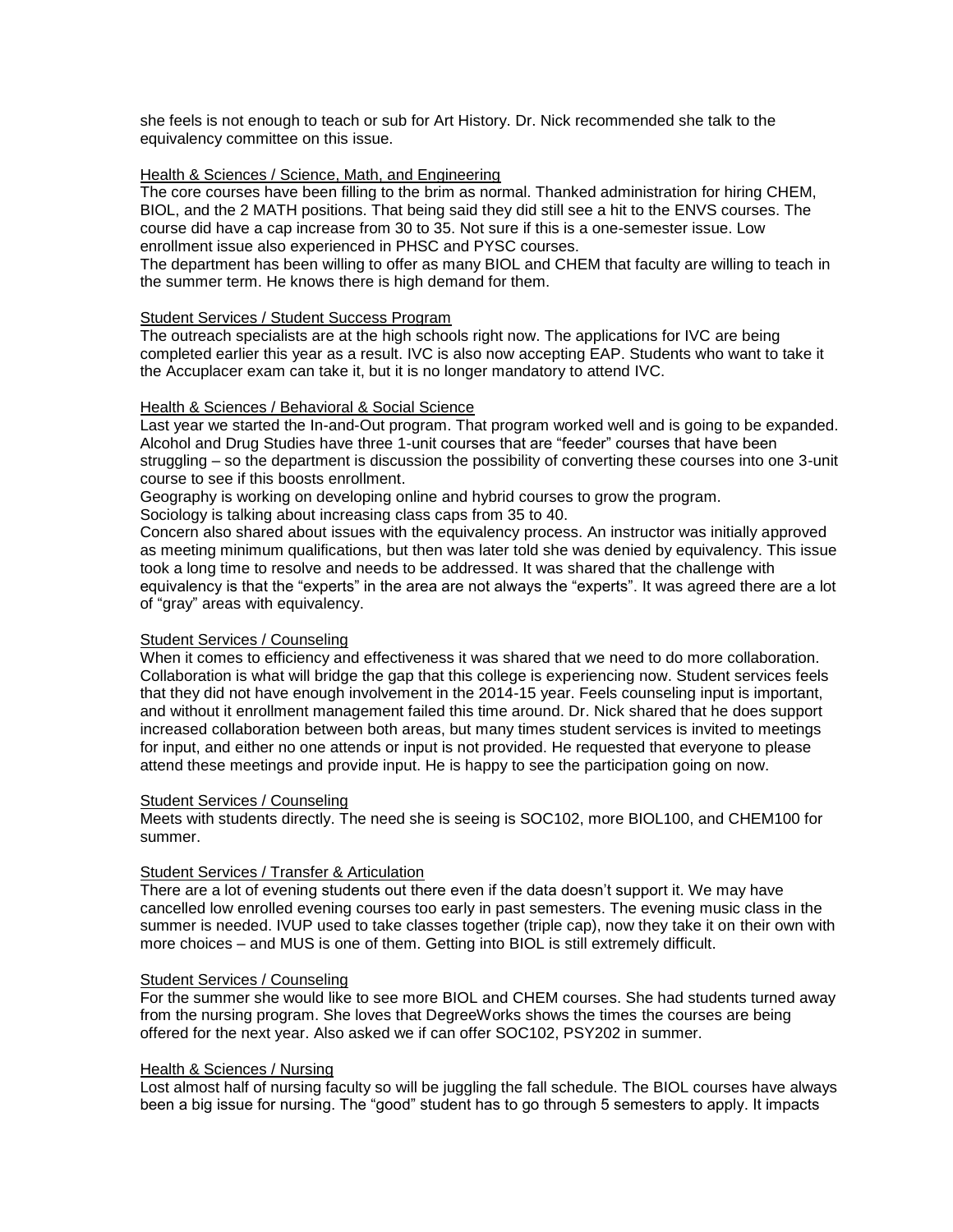she feels is not enough to teach or sub for Art History. Dr. Nick recommended she talk to the equivalency committee on this issue.

Health & Sciences / Science, Math, and Engineering

The core courses have been filling to the brim as normal. Thanked administration for hiring CHEM, BIOL, and the 2 MATH positions. That being said they did still see a hit to the ENVS courses. The course did have a cap increase from 30 to 35. Not sure if this is a one-semester issue. Low enrollment issue also experienced in PHSC and PYSC courses.

The department has been willing to offer as many BIOL and CHEM that faculty are willing to teach in the summer term. He knows there is high demand for them.

Student Services / Student Success Program

The outreach specialists are at the high schools right now. The applications for IVC are being completed earlier this year as a result. IVC is also now accepting EAP. Students who want to take it the Accuplacer exam can take it, but it is no longer mandatory to attend IVC.

Health & Sciences / Behavioral & Social Science

Last year we started the In-and-Out program. That program worked well and is going to be expanded. Alcohol and Drug Studies have three 1-unit courses that are "feeder" courses that have been struggling – so the department is discussion the possibility of converting these courses into one 3-unit course to see if this boosts enrollment.

Geography is working on developing online and hybrid courses to grow the program.

Sociology is talking about increasing class caps from 35 to 40.

Concern also shared about issues with the equivalency process. An instructor was initially approved as meeting minimum qualifications, but then was later told she was denied by equivalency. This issue took a long time to resolve and needs to be addressed. It was shared that the challenge with equivalency is that the "experts" in the area are not always the "experts". It was agreed there are a lot of "gray" areas with equivalency.

Student Services / Counseling

When it comes to efficiency and effectiveness it was shared that we need to do more collaboration. Collaboration is what will bridge the gap that this college is experiencing now. Student services feels that they did not have enough involvement in the 2014-15 year. Feels counseling input is important, and without it enrollment management failed this time around. Dr. Nick shared that he does support increased collaboration between both areas, but many times student services is invited to meetings for input, and either no one attends or input is not provided. He requested that everyone to please attend these meetings and provide input. He is happy to see the participation going on now.

Student Services / Counseling

Meets with students directly. The need she is seeing is SOC102, more BIOL100, and CHEM100 for summer.

Student Services / Transfer & Articulation

There are a lot of evening students out there even if the data doesn't support it. We may have cancelled low enrolled evening courses too early in past semesters. The evening music class in the summer is needed. IVUP used to take classes together (triple cap), now they take it on their own with more choices – and MUS is one of them. Getting into BIOL is still extremely difficult.

Student Services / Counseling

For the summer she would like to see more BIOL and CHEM courses. She had students turned away from the nursing program. She loves that DegreeWorks shows the times the courses are being offered for the next year. Also asked we if can offer SOC102, PSY202 in summer.

Health & Sciences / Nursing

Lost almost half of nursing faculty so will be juggling the fall schedule. The BIOL courses have always been a big issue for nursing. The "good" student has to go through 5 semesters to apply. It impacts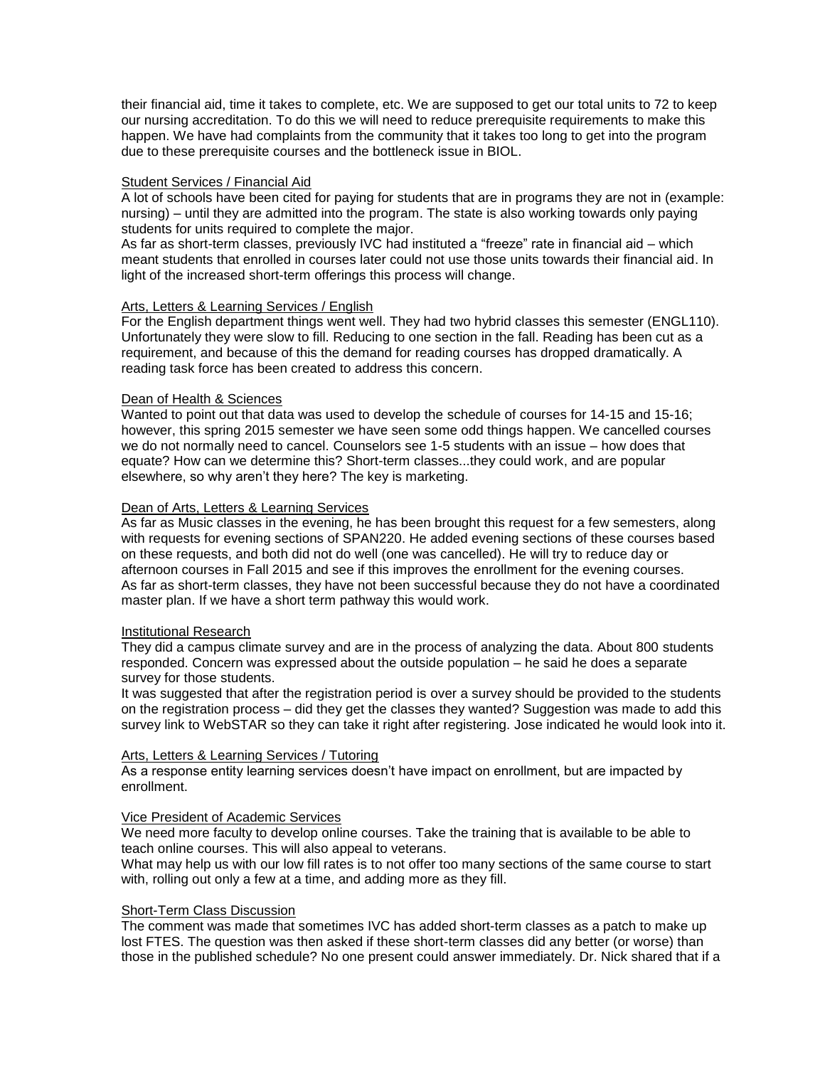their financial aid, time it takes to complete, etc. We are supposed to get our total units to 72 to keep our nursing accreditation. To do this we will need to reduce prerequisite requirements to make this happen. We have had complaints from the community that it takes too long to get into the program due to these prerequisite courses and the bottleneck issue in BIOL.

### Student Services / Financial Aid

A lot of schools have been cited for paying for students that are in programs they are not in (example: nursing) – until they are admitted into the program. The state is also working towards only paying students for units required to complete the major.

As far as short-term classes, previously IVC had instituted a "freeze" rate in financial aid – which meant students that enrolled in courses later could not use those units towards their financial aid. In light of the increased short-term offerings this process will change.

### Arts, Letters & Learning Services / English

For the English department things went well. They had two hybrid classes this semester (ENGL110). Unfortunately they were slow to fill. Reducing to one section in the fall. Reading has been cut as a requirement, and because of this the demand for reading courses has dropped dramatically. A reading task force has been created to address this concern.

### Dean of Health & Sciences

Wanted to point out that data was used to develop the schedule of courses for 14-15 and 15-16; however, this spring 2015 semester we have seen some odd things happen. We cancelled courses we do not normally need to cancel. Counselors see 1-5 students with an issue – how does that equate? How can we determine this? Short-term classes...they could work, and are popular elsewhere, so why aren't they here? The key is marketing.

### Dean of Arts, Letters & Learning Services

As far as Music classes in the evening, he has been brought this request for a few semesters, along with requests for evening sections of SPAN220. He added evening sections of these courses based on these requests, and both did not do well (one was cancelled). He will try to reduce day or afternoon courses in Fall 2015 and see if this improves the enrollment for the evening courses.

As far as short-term classes, they have not been successful because they do not have a coordinated master plan. If we have a short term pathway this would work.

### Institutional Research

They did a campus climate survey and are in the process of analyzing the data. About 800 students responded. Concern was expressed about the outside population – he said he does a separate survey for those students.

It was suggested that after the registration period is over a survey should be provided to the students on the registration process – did they get the classes they wanted? Suggestion was made to add this survey link to WebSTAR so they can take it right after registering. Jose indicated he would look into it.

### Arts, Letters & Learning Services / Tutoring

As a response entity learning services doesn't have impact on enrollment, but are impacted by enrollment.

### Vice President of Academic Services

We need more faculty to develop online courses. Take the training that is available to be able to teach online courses. This will also appeal to veterans.

What may help us with our low fill rates is to not offer too many sections of the same course to start with, rolling out only a few at a time, and adding more as they fill.

### Short-Term Class Discussion

The comment was made that sometimes IVC has added short-term classes as a patch to make up lost FTES. The question was then asked if these short-term classes did any better (or worse) than those in the published schedule? No one present could answer immediately. Dr. Nick shared that if a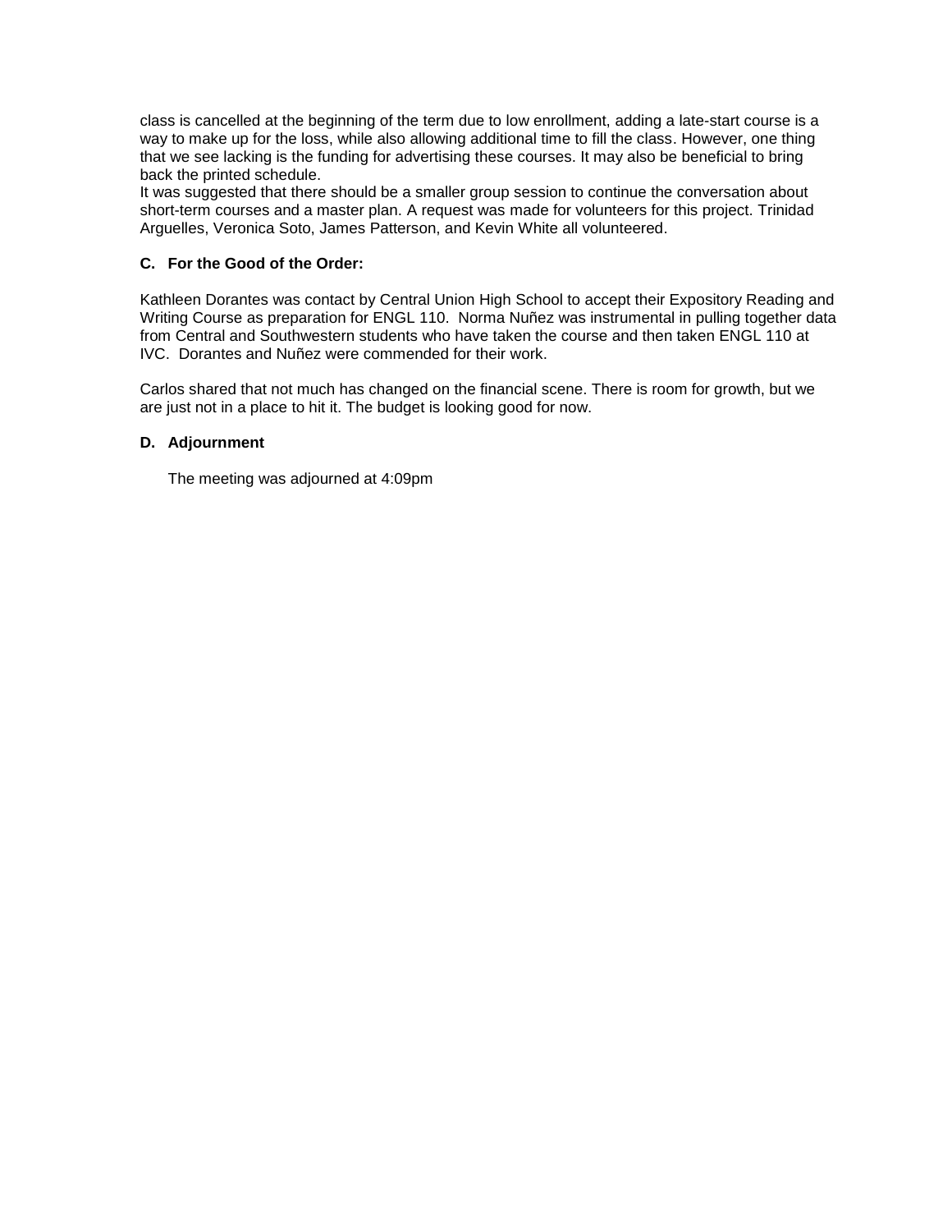class is cancelled at the beginning of the term due to low enrollment, adding a late-start course is a way to make up for the loss, while also allowing additional time to fill the class. However, one thing that we see lacking is the funding for advertising these courses. It may also be beneficial to bring back the printed schedule.
It was suggested that there should be a smaller group session to continue the conversation about short-term courses and a master plan. A request was made for volunteers for this project. Trinidad Arguelles, Veronica Soto, James Patterson, and Kevin White all volunteered.

**C. For the Good of the Order:**

Kathleen Dorantes was contact by Central Union High School to accept their Expository Reading and Writing Course as preparation for ENGL 110. Norma Nuñez was instrumental in pulling together data from Central and Southwestern students who have taken the course and then taken ENGL 110 at IVC. Dorantes and Nuñez were commended for their work.

Carlos shared that not much has changed on the financial scene. There is room for growth, but we are just not in a place to hit it. The budget is looking good for now.

**D. Adjournment**

The meeting was adjourned at 4:09pm